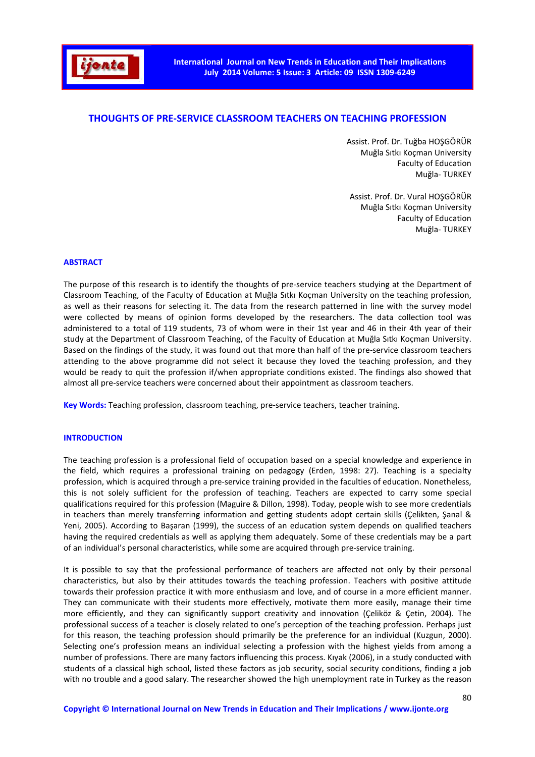# THOUGHTS OF PRE-SERVICE CLASSROOM TEACHERS ON TEACHING PROFESSION

Assist. Prof. Dr. Tuğba HOŞGÖRÜR
Muğla Sıtkı Koçman University
Faculty of Education
Muğla- TURKEY

Assist. Prof. Dr. Vural HOŞGÖRÜR
Muğla Sıtkı Koçman University
Faculty of Education
Muğla- TURKEY

## ABSTRACT

The purpose of this research is to identify the thoughts of pre-service teachers studying at the Department of Classroom Teaching, of the Faculty of Education at Muğla Sıtkı Koçman University on the teaching profession, as well as their reasons for selecting it. The data from the research patterned in line with the survey model were collected by means of opinion forms developed by the researchers. The data collection tool was administered to a total of 119 students, 73 of whom were in their 1st year and 46 in their 4th year of their study at the Department of Classroom Teaching, of the Faculty of Education at Muğla Sıtkı Koçman University. Based on the findings of the study, it was found out that more than half of the pre-service classroom teachers attending to the above programme did not select it because they loved the teaching profession, and they would be ready to quit the profession if/when appropriate conditions existed. The findings also showed that almost all pre-service teachers were concerned about their appointment as classroom teachers.

**Key Words:** Teaching profession, classroom teaching, pre-service teachers, teacher training.

## INTRODUCTION

The teaching profession is a professional field of occupation based on a special knowledge and experience in the field, which requires a professional training on pedagogy (Erden, 1998: 27). Teaching is a specialty profession, which is acquired through a pre-service training provided in the faculties of education. Nonetheless, this is not solely sufficient for the profession of teaching. Teachers are expected to carry some special qualifications required for this profession (Maguire & Dillon, 1998). Today, people wish to see more credentials in teachers than merely transferring information and getting students adopt certain skills (Çelikten, Şanal & Yeni, 2005). According to Başaran (1999), the success of an education system depends on qualified teachers having the required credentials as well as applying them adequately. Some of these credentials may be a part of an individual's personal characteristics, while some are acquired through pre-service training.

It is possible to say that the professional performance of teachers are affected not only by their personal characteristics, but also by their attitudes towards the teaching profession. Teachers with positive attitude towards their profession practice it with more enthusiasm and love, and of course in a more efficient manner. They can communicate with their students more effectively, motivate them more easily, manage their time more efficiently, and they can significantly support creativity and innovation (Çeliköz & Çetin, 2004). The professional success of a teacher is closely related to one's perception of the teaching profession. Perhaps just for this reason, the teaching profession should primarily be the preference for an individual (Kuzgun, 2000). Selecting one's profession means an individual selecting a profession with the highest yields from among a number of professions. There are many factors influencing this process. Kıyak (2006), in a study conducted with students of a classical high school, listed these factors as job security, social security conditions, finding a job with no trouble and a good salary. The researcher showed the high unemployment rate in Turkey as the reason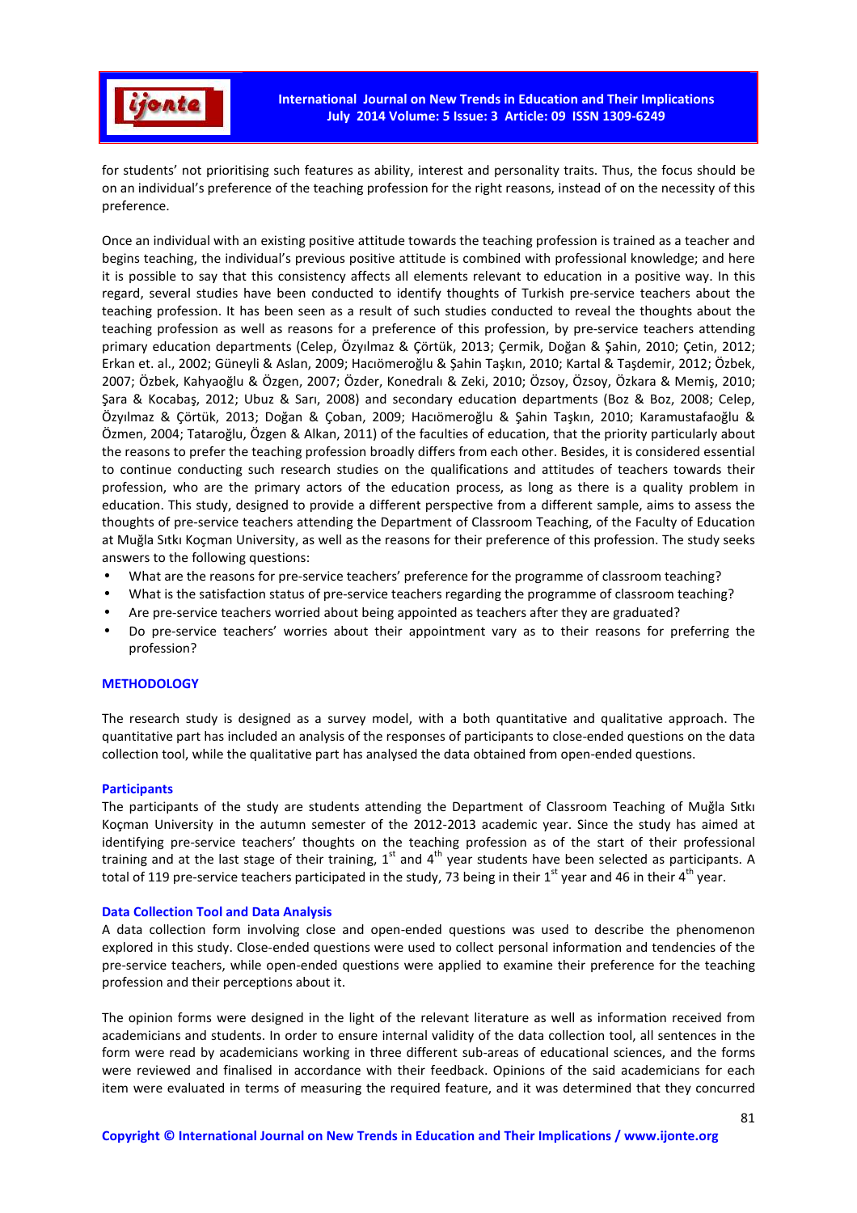for students' not prioritising such features as ability, interest and personality traits. Thus, the focus should be on an individual's preference of the teaching profession for the right reasons, instead of on the necessity of this preference.

Once an individual with an existing positive attitude towards the teaching profession is trained as a teacher and begins teaching, the individual's previous positive attitude is combined with professional knowledge; and here it is possible to say that this consistency affects all elements relevant to education in a positive way. In this regard, several studies have been conducted to identify thoughts of Turkish pre-service teachers about the teaching profession. It has been seen as a result of such studies conducted to reveal the thoughts about the teaching profession as well as reasons for a preference of this profession, by pre-service teachers attending primary education departments (Celep, Özyılmaz & Çörtük, 2013; Çermik, Doğan & Şahin, 2010; Çetin, 2012; Erkan et. al., 2002; Güneyli & Aslan, 2009; Hacıömeroğlu & Şahin Taşkın, 2010; Kartal & Taşdemir, 2012; Özbek, 2007; Özbek, Kahyaoğlu & Özgen, 2007; Özder, Konedralı & Zeki, 2010; Özsoy, Özsoy, Özkara & Memiş, 2010; Şara & Kocabaş, 2012; Ubuz & Sarı, 2008) and secondary education departments (Boz & Boz, 2008; Celep, Özyılmaz & Çörtük, 2013; Doğan & Çoban, 2009; Hacıömeroğlu & Şahin Taşkın, 2010; Karamustafaoğlu & Özmen, 2004; Tataroğlu, Özgen & Alkan, 2011) of the faculties of education, that the priority particularly about the reasons to prefer the teaching profession broadly differs from each other. Besides, it is considered essential to continue conducting such research studies on the qualifications and attitudes of teachers towards their profession, who are the primary actors of the education process, as long as there is a quality problem in education. This study, designed to provide a different perspective from a different sample, aims to assess the thoughts of pre-service teachers attending the Department of Classroom Teaching, of the Faculty of Education at Muğla Sıtkı Koçman University, as well as the reasons for their preference of this profession. The study seeks answers to the following questions:

- What are the reasons for pre-service teachers' preference for the programme of classroom teaching?
- What is the satisfaction status of pre-service teachers regarding the programme of classroom teaching?
- Are pre-service teachers worried about being appointed as teachers after they are graduated?
- Do pre-service teachers' worries about their appointment vary as to their reasons for preferring the profession?

## METHODOLOGY

The research study is designed as a survey model, with a both quantitative and qualitative approach. The quantitative part has included an analysis of the responses of participants to close-ended questions on the data collection tool, while the qualitative part has analysed the data obtained from open-ended questions.

### Participants

The participants of the study are students attending the Department of Classroom Teaching of Muğla Sıtkı Koçman University in the autumn semester of the 2012-2013 academic year. Since the study has aimed at identifying pre-service teachers' thoughts on the teaching profession as of the start of their professional training and at the last stage of their training, 1st and 4th year students have been selected as participants. A total of 119 pre-service teachers participated in the study, 73 being in their 1st year and 46 in their 4th year.

### Data Collection Tool and Data Analysis

A data collection form involving close and open-ended questions was used to describe the phenomenon explored in this study. Close-ended questions were used to collect personal information and tendencies of the pre-service teachers, while open-ended questions were applied to examine their preference for the teaching profession and their perceptions about it.

The opinion forms were designed in the light of the relevant literature as well as information received from academicians and students. In order to ensure internal validity of the data collection tool, all sentences in the form were read by academicians working in three different sub-areas of educational sciences, and the forms were reviewed and finalised in accordance with their feedback. Opinions of the said academicians for each item were evaluated in terms of measuring the required feature, and it was determined that they concurred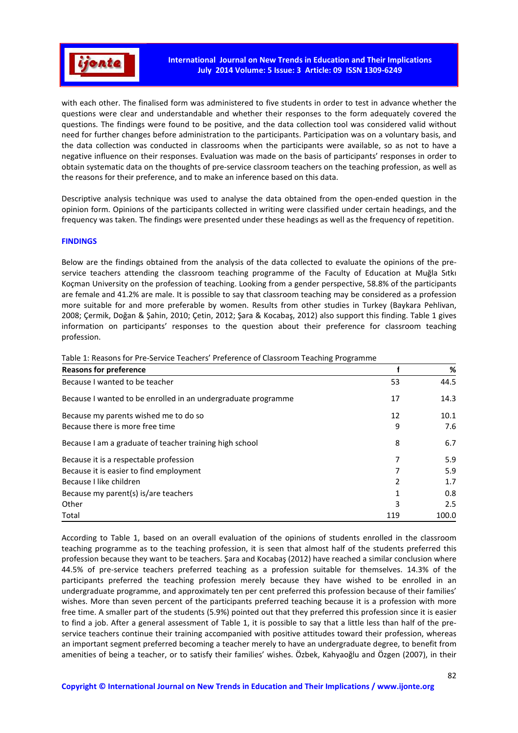with each other. The finalised form was administered to five students in order to test in advance whether the questions were clear and understandable and whether their responses to the form adequately covered the questions. The findings were found to be positive, and the data collection tool was considered valid without need for further changes before administration to the participants. Participation was on a voluntary basis, and the data collection was conducted in classrooms when the participants were available, so as not to have a negative influence on their responses. Evaluation was made on the basis of participants' responses in order to obtain systematic data on the thoughts of pre-service classroom teachers on the teaching profession, as well as the reasons for their preference, and to make an inference based on this data.

Descriptive analysis technique was used to analyse the data obtained from the open-ended question in the opinion form. Opinions of the participants collected in writing were classified under certain headings, and the frequency was taken. The findings were presented under these headings as well as the frequency of repetition.

## FINDINGS

Below are the findings obtained from the analysis of the data collected to evaluate the opinions of the pre-service teachers attending the classroom teaching programme of the Faculty of Education at Muğla Sıtkı Koçman University on the profession of teaching. Looking from a gender perspective, 58.8% of the participants are female and 41.2% are male. It is possible to say that classroom teaching may be considered as a profession more suitable for and more preferable by women. Results from other studies in Turkey (Baykara Pehlivan, 2008; Çermik, Doğan & Şahin, 2010; Çetin, 2012; Şara & Kocabaş, 2012) also support this finding. Table 1 gives information on participants' responses to the question about their preference for classroom teaching profession.

Table 1: Reasons for Pre-Service Teachers' Preference of Classroom Teaching Programme

| Reasons for preference | f | % |
|---|---|---|
| Because I wanted to be teacher | 53 | 44.5 |
| Because I wanted to be enrolled in an undergraduate programme | 17 | 14.3 |
| Because my parents wished me to do so | 12 | 10.1 |
| Because there is more free time | 9 | 7.6 |
| Because I am a graduate of teacher training high school | 8 | 6.7 |
| Because it is a respectable profession | 7 | 5.9 |
| Because it is easier to find employment | 7 | 5.9 |
| Because I like children | 2 | 1.7 |
| Because my parent(s) is/are teachers | 1 | 0.8 |
| Other | 3 | 2.5 |
| Total | 119 | 100.0 |

According to Table 1, based on an overall evaluation of the opinions of students enrolled in the classroom teaching programme as to the teaching profession, it is seen that almost half of the students preferred this profession because they want to be teachers. Şara and Kocabaş (2012) have reached a similar conclusion where 44.5% of pre-service teachers preferred teaching as a profession suitable for themselves. 14.3% of the participants preferred the teaching profession merely because they have wished to be enrolled in an undergraduate programme, and approximately ten per cent preferred this profession because of their families' wishes. More than seven percent of the participants preferred teaching because it is a profession with more free time. A smaller part of the students (5.9%) pointed out that they preferred this profession since it is easier to find a job. After a general assessment of Table 1, it is possible to say that a little less than half of the pre-service teachers continue their training accompanied with positive attitudes toward their profession, whereas an important segment preferred becoming a teacher merely to have an undergraduate degree, to benefit from amenities of being a teacher, or to satisfy their families' wishes. Özbek, Kahyaoğlu and Özgen (2007), in their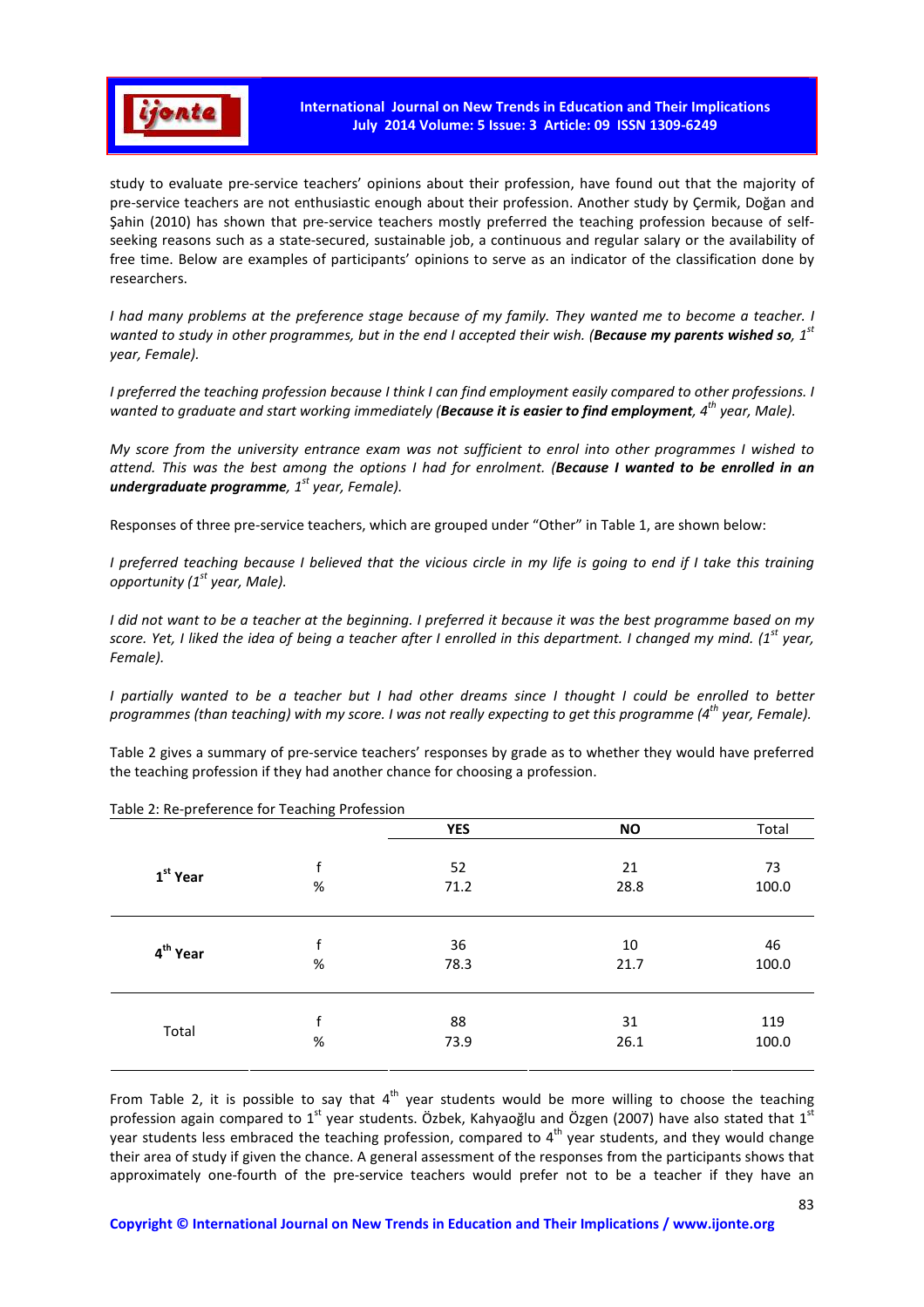study to evaluate pre-service teachers' opinions about their profession, have found out that the majority of pre-service teachers are not enthusiastic enough about their profession. Another study by Çermik, Doğan and Şahin (2010) has shown that pre-service teachers mostly preferred the teaching profession because of self-seeking reasons such as a state-secured, sustainable job, a continuous and regular salary or the availability of free time. Below are examples of participants' opinions to serve as an indicator of the classification done by researchers.

*I had many problems at the preference stage because of my family. They wanted me to become a teacher. I wanted to study in other programmes, but in the end I accepted their wish. (**Because my parents wished so**, 1st year, Female).*

*I preferred the teaching profession because I think I can find employment easily compared to other professions. I wanted to graduate and start working immediately (**Because it is easier to find employment**, 4th year, Male).*

*My score from the university entrance exam was not sufficient to enrol into other programmes I wished to attend. This was the best among the options I had for enrolment. (**Because I wanted to be enrolled in an undergraduate programme**, 1st year, Female).*

Responses of three pre-service teachers, which are grouped under "Other" in Table 1, are shown below:

*I preferred teaching because I believed that the vicious circle in my life is going to end if I take this training opportunity (1st year, Male).*

*I did not want to be a teacher at the beginning. I preferred it because it was the best programme based on my score. Yet, I liked the idea of being a teacher after I enrolled in this department. I changed my mind. (1st year, Female).*

*I partially wanted to be a teacher but I had other dreams since I thought I could be enrolled to better programmes (than teaching) with my score. I was not really expecting to get this programme (4th year, Female).*

Table 2 gives a summary of pre-service teachers' responses by grade as to whether they would have preferred the teaching profession if they had another chance for choosing a profession.

Table 2: Re-preference for Teaching Profession

| | | **YES** | **NO** | Total |
|---|---|---|---|---|
| **1st Year** | f | 52 | 21 | 73 |
| | % | 71.2 | 28.8 | 100.0 |
| **4th Year** | f | 36 | 10 | 46 |
| | % | 78.3 | 21.7 | 100.0 |
| Total | f | 88 | 31 | 119 |
| | % | 73.9 | 26.1 | 100.0 |

From Table 2, it is possible to say that 4th year students would be more willing to choose the teaching profession again compared to 1st year students. Özbek, Kahyaoğlu and Özgen (2007) have also stated that 1st year students less embraced the teaching profession, compared to 4th year students, and they would change their area of study if given the chance. A general assessment of the responses from the participants shows that approximately one-fourth of the pre-service teachers would prefer not to be a teacher if they have an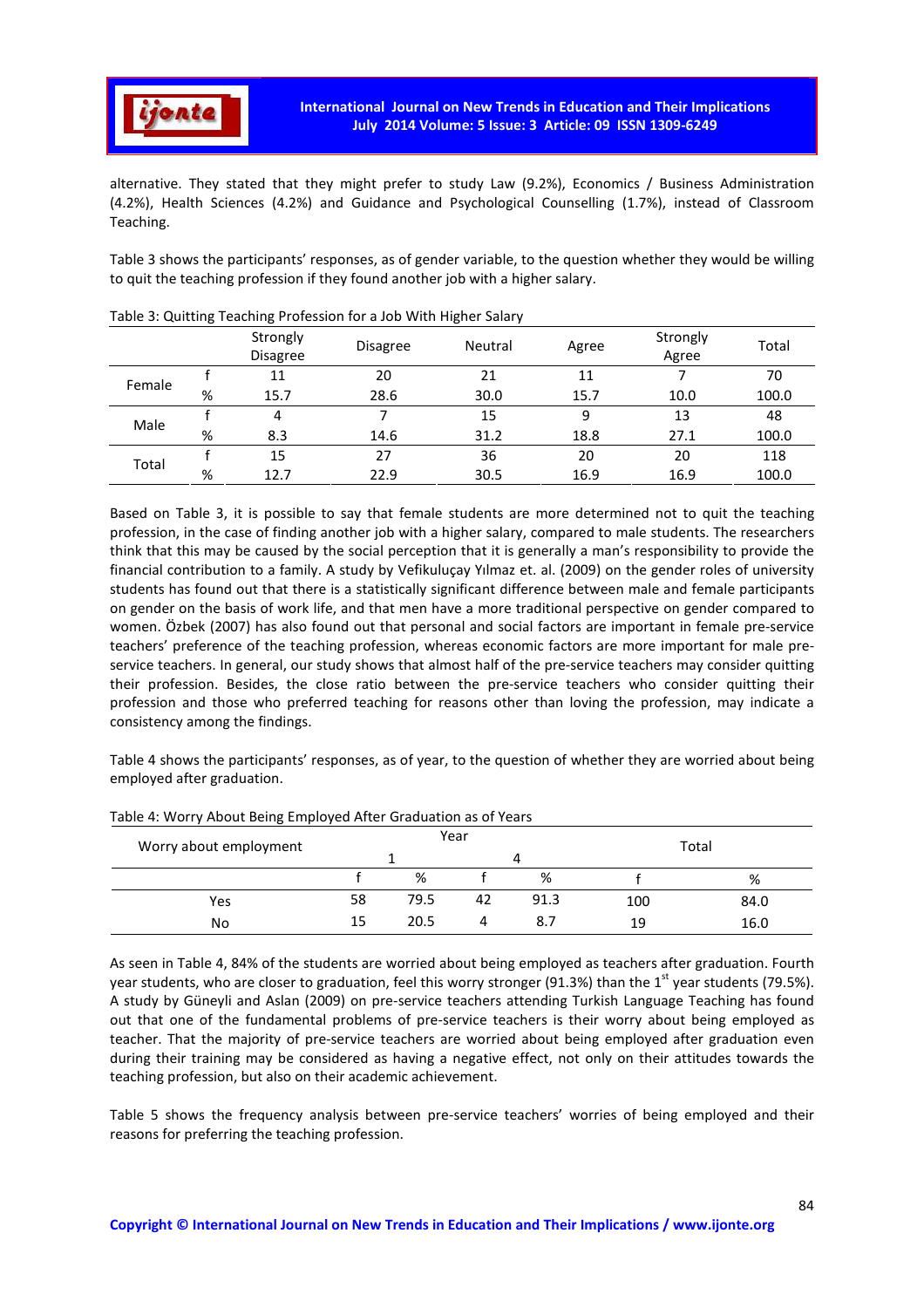alternative. They stated that they might prefer to study Law (9.2%), Economics / Business Administration (4.2%), Health Sciences (4.2%) and Guidance and Psychological Counselling (1.7%), instead of Classroom Teaching.

Table 3 shows the participants' responses, as of gender variable, to the question whether they would be willing to quit the teaching profession if they found another job with a higher salary.

Table 3: Quitting Teaching Profession for a Job With Higher Salary

| | | Strongly Disagree | Disagree | Neutral | Agree | Strongly Agree | Total |
|---|---|---|---|---|---|---|---|
| Female | f | 11 | 20 | 21 | 11 | 7 | 70 |
| | % | 15.7 | 28.6 | 30.0 | 15.7 | 10.0 | 100.0 |
| Male | f | 4 | 7 | 15 | 9 | 13 | 48 |
| | % | 8.3 | 14.6 | 31.2 | 18.8 | 27.1 | 100.0 |
| Total | f | 15 | 27 | 36 | 20 | 20 | 118 |
| | % | 12.7 | 22.9 | 30.5 | 16.9 | 16.9 | 100.0 |

Based on Table 3, it is possible to say that female students are more determined not to quit the teaching profession, in the case of finding another job with a higher salary, compared to male students. The researchers think that this may be caused by the social perception that it is generally a man's responsibility to provide the financial contribution to a family. A study by Vefikuluçay Yılmaz et. al. (2009) on the gender roles of university students has found out that there is a statistically significant difference between male and female participants on gender on the basis of work life, and that men have a more traditional perspective on gender compared to women. Özbek (2007) has also found out that personal and social factors are important in female pre-service teachers' preference of the teaching profession, whereas economic factors are more important for male pre-service teachers. In general, our study shows that almost half of the pre-service teachers may consider quitting their profession. Besides, the close ratio between the pre-service teachers who consider quitting their profession and those who preferred teaching for reasons other than loving the profession, may indicate a consistency among the findings.

Table 4 shows the participants' responses, as of year, to the question of whether they are worried about being employed after graduation.

Table 4: Worry About Being Employed After Graduation as of Years

| Worry about employment | Year | | | | Total | |
|---|---|---|---|---|---|---|
| | 1 | | 4 | | | |
| | f | % | f | % | f | % |
| Yes | 58 | 79.5 | 42 | 91.3 | 100 | 84.0 |
| No | 15 | 20.5 | 4 | 8.7 | 19 | 16.0 |

As seen in Table 4, 84% of the students are worried about being employed as teachers after graduation. Fourth year students, who are closer to graduation, feel this worry stronger (91.3%) than the 1st year students (79.5%). A study by Güneyli and Aslan (2009) on pre-service teachers attending Turkish Language Teaching has found out that one of the fundamental problems of pre-service teachers is their worry about being employed as teacher. That the majority of pre-service teachers are worried about being employed after graduation even during their training may be considered as having a negative effect, not only on their attitudes towards the teaching profession, but also on their academic achievement.

Table 5 shows the frequency analysis between pre-service teachers' worries of being employed and their reasons for preferring the teaching profession.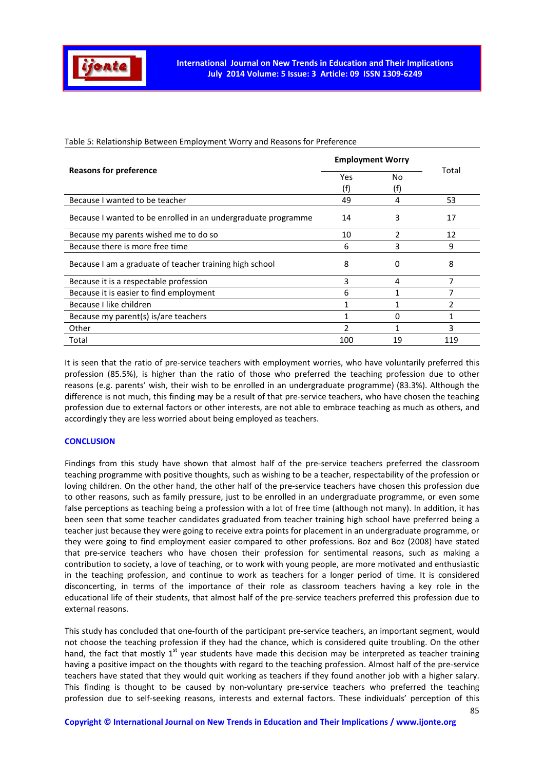Table 5: Relationship Between Employment Worry and Reasons for Preference

| Reasons for preference | Employment Worry | | Total |
|---|---|---|---|
| | Yes (f) | No (f) | |
| Because I wanted to be teacher | 49 | 4 | 53 |
| Because I wanted to be enrolled in an undergraduate programme | 14 | 3 | 17 |
| Because my parents wished me to do so | 10 | 2 | 12 |
| Because there is more free time | 6 | 3 | 9 |
| Because I am a graduate of teacher training high school | 8 | 0 | 8 |
| Because it is a respectable profession | 3 | 4 | 7 |
| Because it is easier to find employment | 6 | 1 | 7 |
| Because I like children | 1 | 1 | 2 |
| Because my parent(s) is/are teachers | 1 | 0 | 1 |
| Other | 2 | 1 | 3 |
| Total | 100 | 19 | 119 |

It is seen that the ratio of pre-service teachers with employment worries, who have voluntarily preferred this profession (85.5%), is higher than the ratio of those who preferred the teaching profession due to other reasons (e.g. parents' wish, their wish to be enrolled in an undergraduate programme) (83.3%). Although the difference is not much, this finding may be a result of that pre-service teachers, who have chosen the teaching profession due to external factors or other interests, are not able to embrace teaching as much as others, and accordingly they are less worried about being employed as teachers.

## CONCLUSION

Findings from this study have shown that almost half of the pre-service teachers preferred the classroom teaching programme with positive thoughts, such as wishing to be a teacher, respectability of the profession or loving children. On the other hand, the other half of the pre-service teachers have chosen this profession due to other reasons, such as family pressure, just to be enrolled in an undergraduate programme, or even some false perceptions as teaching being a profession with a lot of free time (although not many). In addition, it has been seen that some teacher candidates graduated from teacher training high school have preferred being a teacher just because they were going to receive extra points for placement in an undergraduate programme, or they were going to find employment easier compared to other professions. Boz and Boz (2008) have stated that pre-service teachers who have chosen their profession for sentimental reasons, such as making a contribution to society, a love of teaching, or to work with young people, are more motivated and enthusiastic in the teaching profession, and continue to work as teachers for a longer period of time. It is considered disconcerting, in terms of the importance of their role as classroom teachers having a key role in the educational life of their students, that almost half of the pre-service teachers preferred this profession due to external reasons.

This study has concluded that one-fourth of the participant pre-service teachers, an important segment, would not choose the teaching profession if they had the chance, which is considered quite troubling. On the other hand, the fact that mostly 1st year students have made this decision may be interpreted as teacher training having a positive impact on the thoughts with regard to the teaching profession. Almost half of the pre-service teachers have stated that they would quit working as teachers if they found another job with a higher salary. This finding is thought to be caused by non-voluntary pre-service teachers who preferred the teaching profession due to self-seeking reasons, interests and external factors. These individuals' perception of this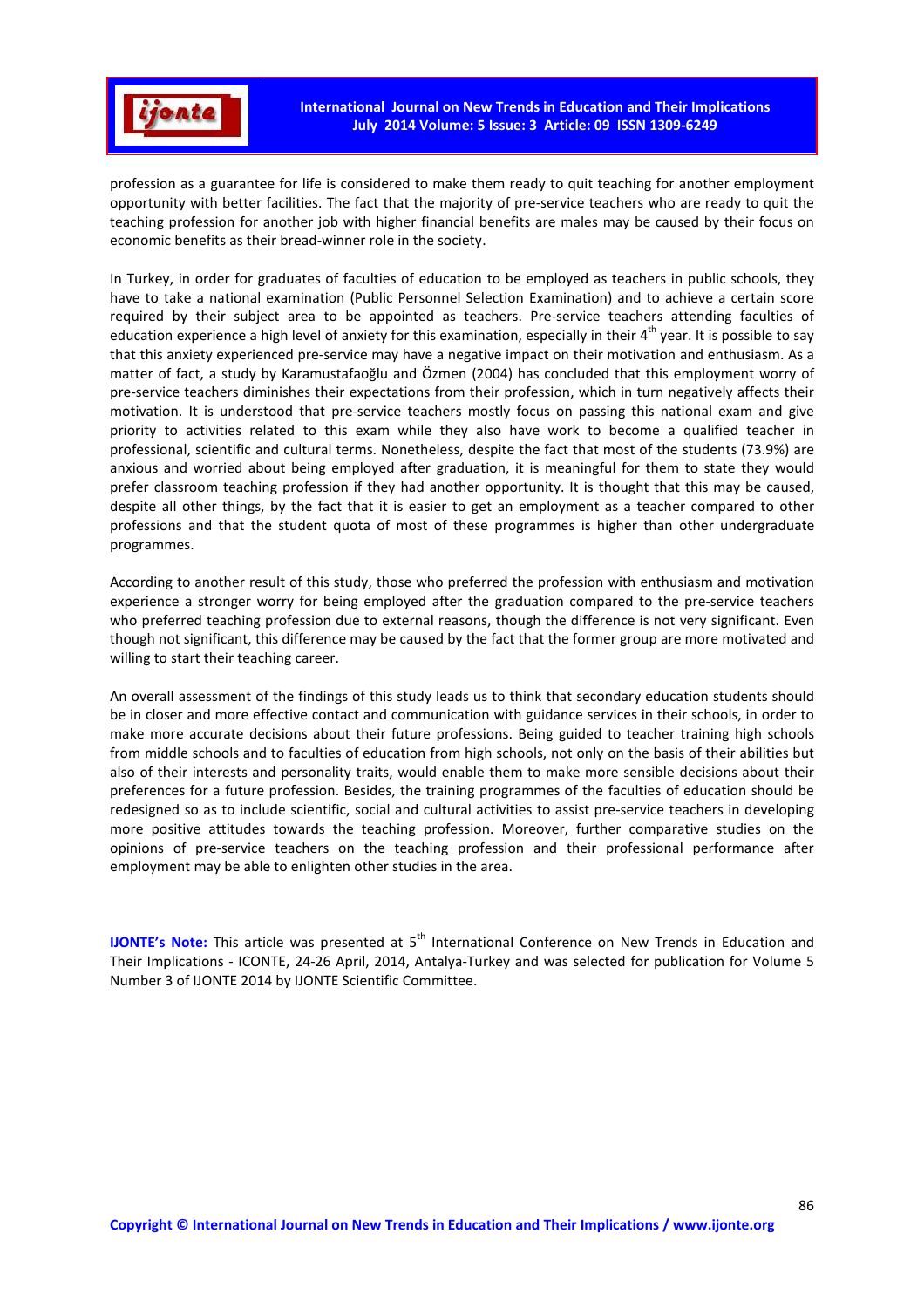profession as a guarantee for life is considered to make them ready to quit teaching for another employment opportunity with better facilities. The fact that the majority of pre-service teachers who are ready to quit the teaching profession for another job with higher financial benefits are males may be caused by their focus on economic benefits as their bread-winner role in the society.

In Turkey, in order for graduates of faculties of education to be employed as teachers in public schools, they have to take a national examination (Public Personnel Selection Examination) and to achieve a certain score required by their subject area to be appointed as teachers. Pre-service teachers attending faculties of education experience a high level of anxiety for this examination, especially in their 4th year. It is possible to say that this anxiety experienced pre-service may have a negative impact on their motivation and enthusiasm. As a matter of fact, a study by Karamustafaoğlu and Özmen (2004) has concluded that this employment worry of pre-service teachers diminishes their expectations from their profession, which in turn negatively affects their motivation. It is understood that pre-service teachers mostly focus on passing this national exam and give priority to activities related to this exam while they also have work to become a qualified teacher in professional, scientific and cultural terms. Nonetheless, despite the fact that most of the students (73.9%) are anxious and worried about being employed after graduation, it is meaningful for them to state they would prefer classroom teaching profession if they had another opportunity. It is thought that this may be caused, despite all other things, by the fact that it is easier to get an employment as a teacher compared to other professions and that the student quota of most of these programmes is higher than other undergraduate programmes.

According to another result of this study, those who preferred the profession with enthusiasm and motivation experience a stronger worry for being employed after the graduation compared to the pre-service teachers who preferred teaching profession due to external reasons, though the difference is not very significant. Even though not significant, this difference may be caused by the fact that the former group are more motivated and willing to start their teaching career.

An overall assessment of the findings of this study leads us to think that secondary education students should be in closer and more effective contact and communication with guidance services in their schools, in order to make more accurate decisions about their future professions. Being guided to teacher training high schools from middle schools and to faculties of education from high schools, not only on the basis of their abilities but also of their interests and personality traits, would enable them to make more sensible decisions about their preferences for a future profession. Besides, the training programmes of the faculties of education should be redesigned so as to include scientific, social and cultural activities to assist pre-service teachers in developing more positive attitudes towards the teaching profession. Moreover, further comparative studies on the opinions of pre-service teachers on the teaching profession and their professional performance after employment may be able to enlighten other studies in the area.

**IJONTE's Note:** This article was presented at 5th International Conference on New Trends in Education and Their Implications - ICONTE, 24-26 April, 2014, Antalya-Turkey and was selected for publication for Volume 5 Number 3 of IJONTE 2014 by IJONTE Scientific Committee.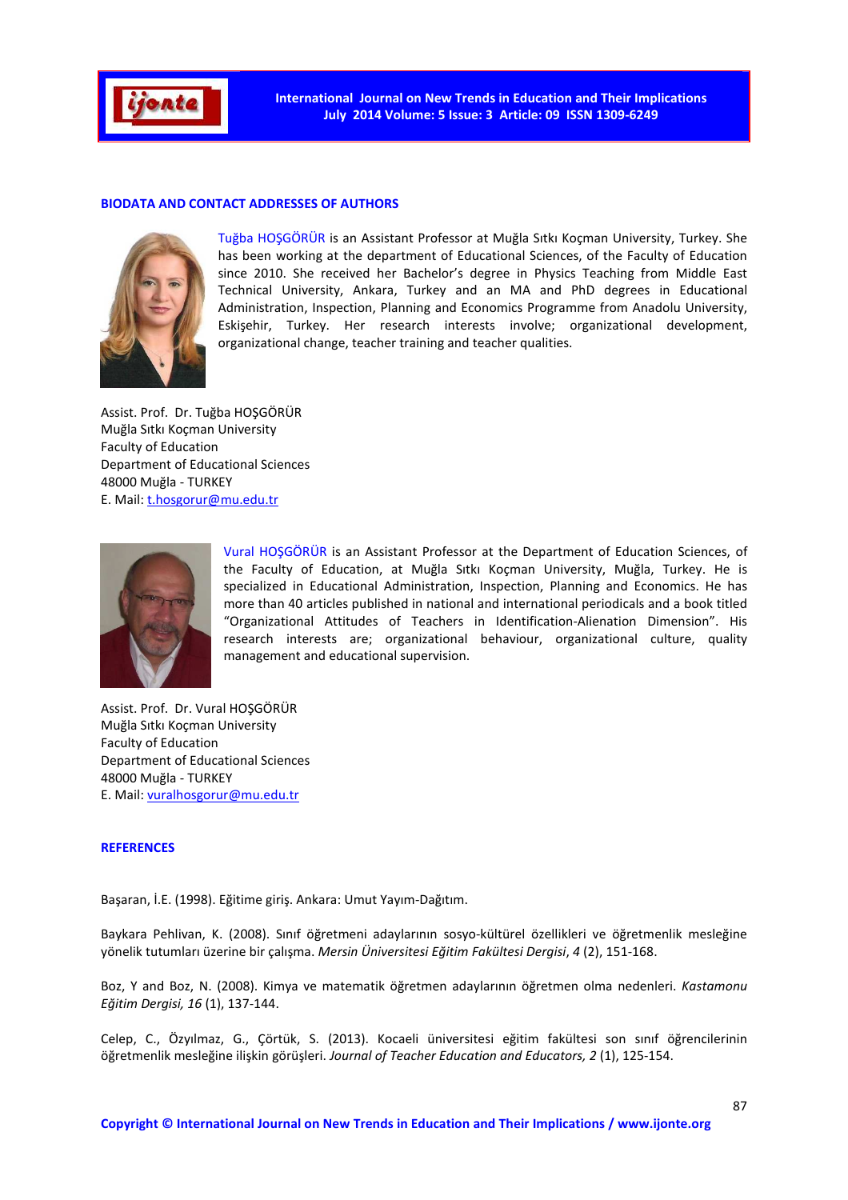## BIODATA AND CONTACT ADDRESSES OF AUTHORS

Tuğba HOŞGÖRÜR is an Assistant Professor at Muğla Sıtkı Koçman University, Turkey. She has been working at the department of Educational Sciences, of the Faculty of Education since 2010. She received her Bachelor's degree in Physics Teaching from Middle East Technical University, Ankara, Turkey and an MA and PhD degrees in Educational Administration, Inspection, Planning and Economics Programme from Anadolu University, Eskişehir, Turkey. Her research interests involve; organizational development, organizational change, teacher training and teacher qualities.

Assist. Prof. Dr. Tuğba HOŞGÖRÜR
Muğla Sıtkı Koçman University
Faculty of Education
Department of Educational Sciences
48000 Muğla - TURKEY
E. Mail: t.hosgorur@mu.edu.tr

Vural HOŞGÖRÜR is an Assistant Professor at the Department of Education Sciences, of the Faculty of Education, at Muğla Sıtkı Koçman University, Muğla, Turkey. He is specialized in Educational Administration, Inspection, Planning and Economics. He has more than 40 articles published in national and international periodicals and a book titled "Organizational Attitudes of Teachers in Identification-Alienation Dimension". His research interests are; organizational behaviour, organizational culture, quality management and educational supervision.

Assist. Prof. Dr. Vural HOŞGÖRÜR
Muğla Sıtkı Koçman University
Faculty of Education
Department of Educational Sciences
48000 Muğla - TURKEY
E. Mail: vuralhosgorur@mu.edu.tr

## REFERENCES

Başaran, İ.E. (1998). Eğitime giriş. Ankara: Umut Yayım-Dağıtım.

Baykara Pehlivan, K. (2008). Sınıf öğretmeni adaylarının sosyo-kültürel özellikleri ve öğretmenlik mesleğine yönelik tutumları üzerine bir çalışma. *Mersin Üniversitesi Eğitim Fakültesi Dergisi*, *4* (2), 151-168.

Boz, Y and Boz, N. (2008). Kimya ve matematik öğretmen adaylarının öğretmen olma nedenleri. *Kastamonu Eğitim Dergisi, 16* (1), 137-144.

Celep, C., Özyılmaz, G., Çörtük, S. (2013). Kocaeli üniversitesi eğitim fakültesi son sınıf öğrencilerinin öğretmenlik mesleğine ilişkin görüşleri. *Journal of Teacher Education and Educators, 2* (1), 125-154.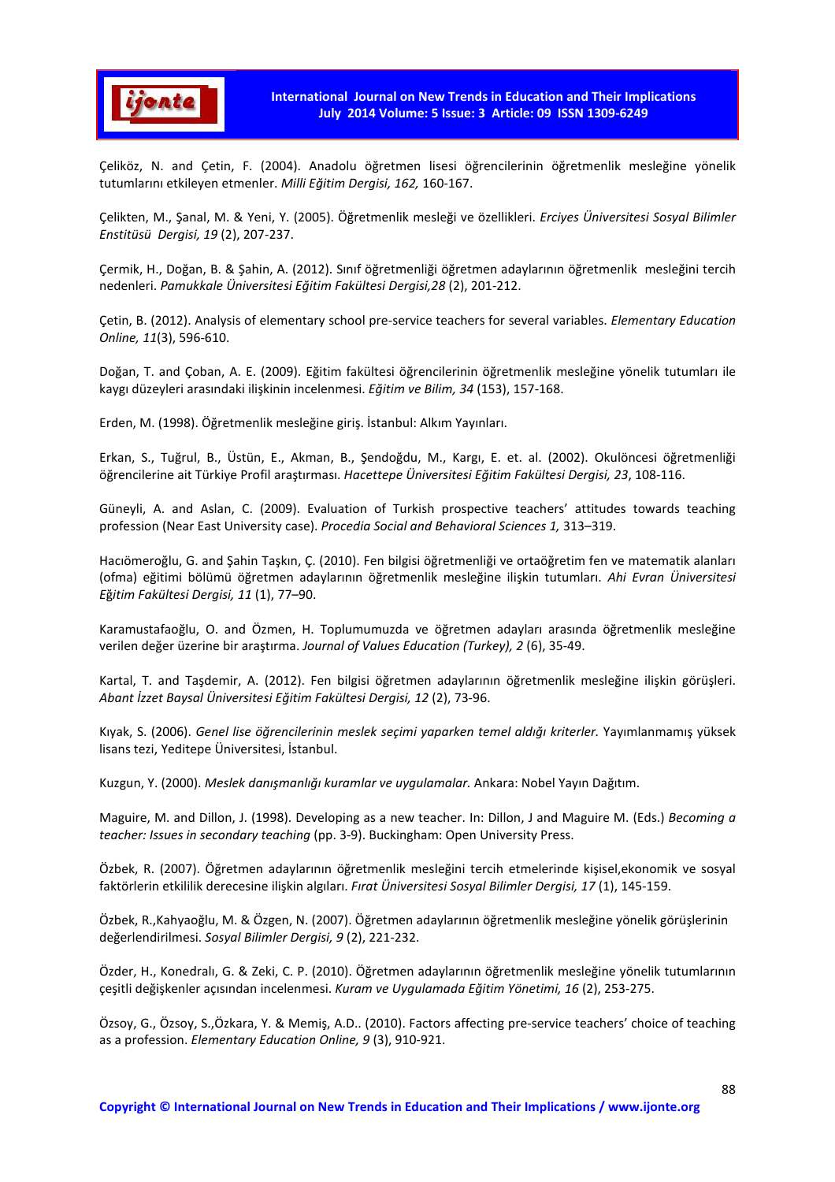Çeliköz, N. and Çetin, F. (2004). Anadolu öğretmen lisesi öğrencilerinin öğretmenlik mesleğine yönelik tutumlarını etkileyen etmenler. *Milli Eğitim Dergisi, 162,* 160-167.

Çelikten, M., Şanal, M. & Yeni, Y. (2005). Öğretmenlik mesleği ve özellikleri. *Erciyes Üniversitesi Sosyal Bilimler Enstitüsü Dergisi, 19* (2), 207-237.

Çermik, H., Doğan, B. & Şahin, A. (2012). Sınıf öğretmenliği öğretmen adaylarının öğretmenlik mesleğini tercih nedenleri. *Pamukkale Üniversitesi Eğitim Fakültesi Dergisi,28* (2), 201-212.

Çetin, B. (2012). Analysis of elementary school pre-service teachers for several variables. *Elementary Education Online, 11*(3), 596-610.

Doğan, T. and Çoban, A. E. (2009). Eğitim fakültesi öğrencilerinin öğretmenlik mesleğine yönelik tutumları ile kaygı düzeyleri arasındaki ilişkinin incelenmesi. *Eğitim ve Bilim, 34* (153), 157-168.

Erden, M. (1998). Öğretmenlik mesleğine giriş. İstanbul: Alkım Yayınları.

Erkan, S., Tuğrul, B., Üstün, E., Akman, B., Şendoğdu, M., Kargı, E. et. al. (2002). Okulöncesi öğretmenliği öğrencilerine ait Türkiye Profil araştırması. *Hacettepe Üniversitesi Eğitim Fakültesi Dergisi, 23*, 108-116.

Güneyli, A. and Aslan, C. (2009). Evaluation of Turkish prospective teachers' attitudes towards teaching profession (Near East University case). *Procedia Social and Behavioral Sciences 1,* 313–319.

Hacıömeroğlu, G. and Şahin Taşkın, Ç. (2010). Fen bilgisi öğretmenliği ve ortaöğretim fen ve matematik alanları (ofma) eğitimi bölümü öğretmen adaylarının öğretmenlik mesleğine ilişkin tutumları. *Ahi Evran Üniversitesi Eğitim Fakültesi Dergisi, 11* (1), 77–90.

Karamustafaoğlu, O. and Özmen, H. Toplumumuzda ve öğretmen adayları arasında öğretmenlik mesleğine verilen değer üzerine bir araştırma. *Journal of Values Education (Turkey), 2* (6), 35-49.

Kartal, T. and Taşdemir, A. (2012). Fen bilgisi öğretmen adaylarının öğretmenlik mesleğine ilişkin görüşleri. *Abant İzzet Baysal Üniversitesi Eğitim Fakültesi Dergisi, 12* (2), 73-96.

Kıyak, S. (2006). *Genel lise öğrencilerinin meslek seçimi yaparken temel aldığı kriterler.* Yayımlanmamış yüksek lisans tezi, Yeditepe Üniversitesi, İstanbul.

Kuzgun, Y. (2000). *Meslek danışmanlığı kuramlar ve uygulamalar.* Ankara: Nobel Yayın Dağıtım.

Maguire, M. and Dillon, J. (1998). Developing as a new teacher. In: Dillon, J and Maguire M. (Eds.) *Becoming a teacher: Issues in secondary teaching* (pp. 3-9). Buckingham: Open University Press.

Özbek, R. (2007). Öğretmen adaylarının öğretmenlik mesleğini tercih etmelerinde kişisel,ekonomik ve sosyal faktörlerin etkililik derecesine ilişkin algıları. *Fırat Üniversitesi Sosyal Bilimler Dergisi, 17* (1), 145-159.

Özbek, R.,Kahyaoğlu, M. & Özgen, N. (2007). Öğretmen adaylarının öğretmenlik mesleğine yönelik görüşlerinin değerlendirilmesi. *Sosyal Bilimler Dergisi, 9* (2), 221-232.

Özder, H., Konedralı, G. & Zeki, C. P. (2010). Öğretmen adaylarının öğretmenlik mesleğine yönelik tutumlarının çeşitli değişkenler açısından incelenmesi. *Kuram ve Uygulamada Eğitim Yönetimi, 16* (2), 253-275.

Özsoy, G., Özsoy, S.,Özkara, Y. & Memiş, A.D.. (2010). Factors affecting pre-service teachers' choice of teaching as a profession. *Elementary Education Online, 9* (3), 910-921.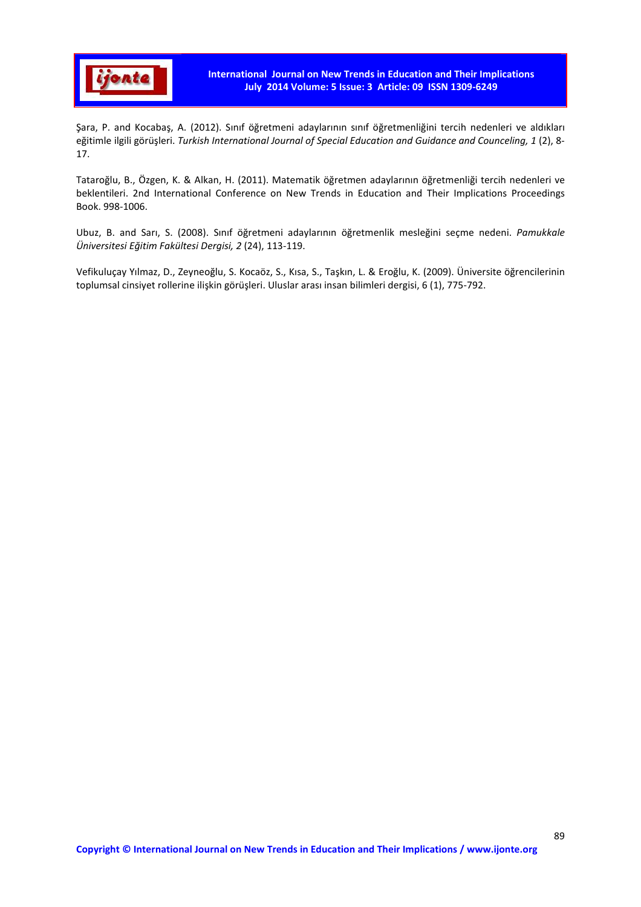Şara, P. and Kocabaş, A. (2012). Sınıf öğretmeni adaylarının sınıf öğretmenliğini tercih nedenleri ve aldıkları eğitimle ilgili görüşleri. *Turkish International Journal of Special Education and Guidance and Counceling, 1* (2), 8-17.

Tataroğlu, B., Özgen, K. & Alkan, H. (2011). Matematik öğretmen adaylarının öğretmenliği tercih nedenleri ve beklentileri. 2nd International Conference on New Trends in Education and Their Implications Proceedings Book. 998-1006.

Ubuz, B. and Sarı, S. (2008). Sınıf öğretmeni adaylarının öğretmenlik mesleğini seçme nedeni. *Pamukkale Üniversitesi Eğitim Fakültesi Dergisi, 2* (24), 113-119.

Vefikuluçay Yılmaz, D., Zeyneoğlu, S. Kocaöz, S., Kısa, S., Taşkın, L. & Eroğlu, K. (2009). Üniversite öğrencilerinin toplumsal cinsiyet rollerine ilişkin görüşleri. Uluslar arası insan bilimleri dergisi, 6 (1), 775-792.